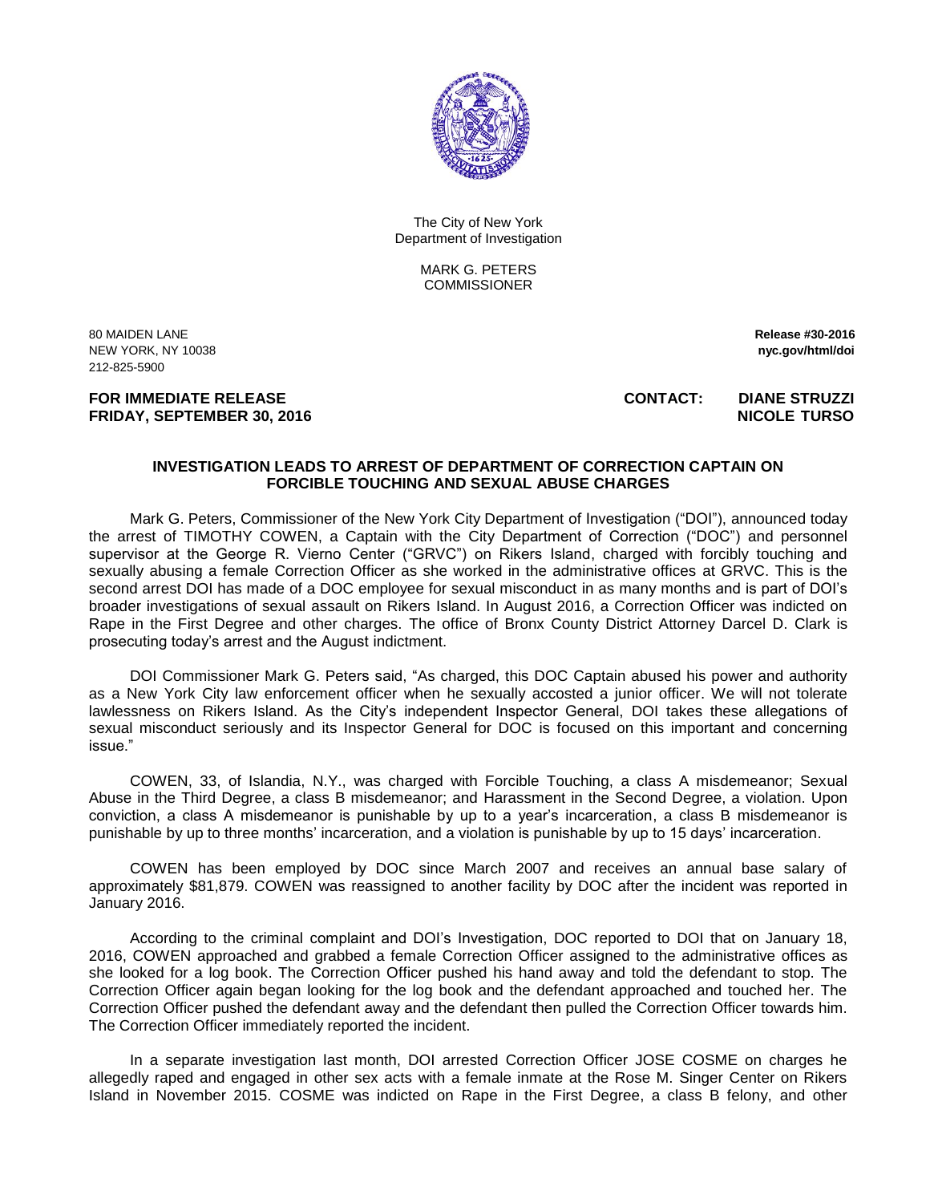The City of New York
Department of Investigation

MARK G. PETERS
COMMISSIONER

80 MAIDEN LANE
NEW YORK, NY 10038
212-825-5900

**Release #30-2016**
**nyc.gov/html/doi**

**FOR IMMEDIATE RELEASE**
**FRIDAY, SEPTEMBER 30, 2016**

**CONTACT: DIANE STRUZZI**
**NICOLE TURSO**

## INVESTIGATION LEADS TO ARREST OF DEPARTMENT OF CORRECTION CAPTAIN ON FORCIBLE TOUCHING AND SEXUAL ABUSE CHARGES

Mark G. Peters, Commissioner of the New York City Department of Investigation ("DOI"), announced today the arrest of TIMOTHY COWEN, a Captain with the City Department of Correction ("DOC") and personnel supervisor at the George R. Vierno Center ("GRVC") on Rikers Island, charged with forcibly touching and sexually abusing a female Correction Officer as she worked in the administrative offices at GRVC. This is the second arrest DOI has made of a DOC employee for sexual misconduct in as many months and is part of DOI's broader investigations of sexual assault on Rikers Island. In August 2016, a Correction Officer was indicted on Rape in the First Degree and other charges. The office of Bronx County District Attorney Darcel D. Clark is prosecuting today's arrest and the August indictment.

DOI Commissioner Mark G. Peters said, "As charged, this DOC Captain abused his power and authority as a New York City law enforcement officer when he sexually accosted a junior officer. We will not tolerate lawlessness on Rikers Island. As the City's independent Inspector General, DOI takes these allegations of sexual misconduct seriously and its Inspector General for DOC is focused on this important and concerning issue."

COWEN, 33, of Islandia, N.Y., was charged with Forcible Touching, a class A misdemeanor; Sexual Abuse in the Third Degree, a class B misdemeanor; and Harassment in the Second Degree, a violation. Upon conviction, a class A misdemeanor is punishable by up to a year's incarceration, a class B misdemeanor is punishable by up to three months' incarceration, and a violation is punishable by up to 15 days' incarceration.

COWEN has been employed by DOC since March 2007 and receives an annual base salary of approximately $81,879. COWEN was reassigned to another facility by DOC after the incident was reported in January 2016.

According to the criminal complaint and DOI's Investigation, DOC reported to DOI that on January 18, 2016, COWEN approached and grabbed a female Correction Officer assigned to the administrative offices as she looked for a log book. The Correction Officer pushed his hand away and told the defendant to stop. The Correction Officer again began looking for the log book and the defendant approached and touched her. The Correction Officer pushed the defendant away and the defendant then pulled the Correction Officer towards him. The Correction Officer immediately reported the incident.

In a separate investigation last month, DOI arrested Correction Officer JOSE COSME on charges he allegedly raped and engaged in other sex acts with a female inmate at the Rose M. Singer Center on Rikers Island in November 2015. COSME was indicted on Rape in the First Degree, a class B felony, and other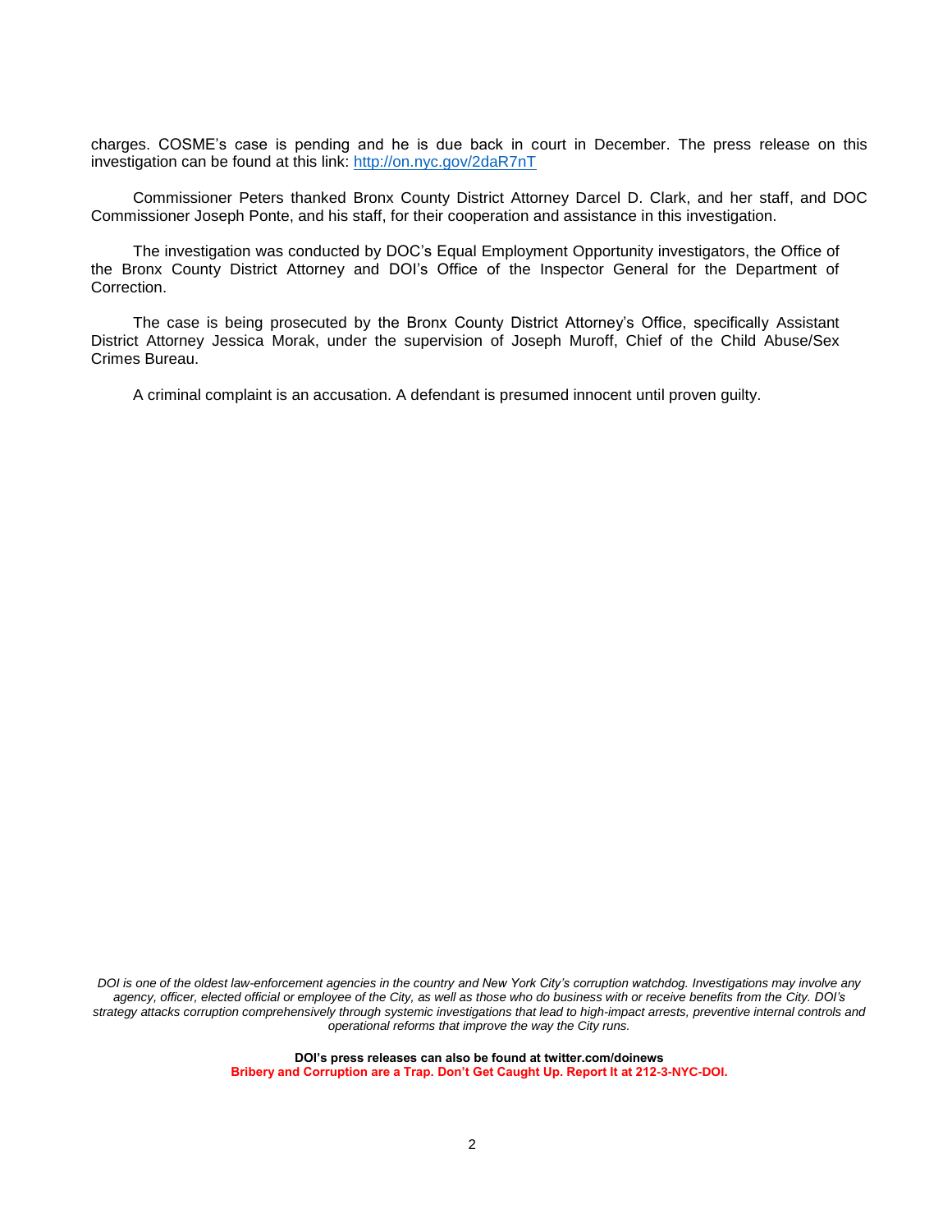charges. COSME's case is pending and he is due back in court in December. The press release on this investigation can be found at this link: http://on.nyc.gov/2daR7nT

Commissioner Peters thanked Bronx County District Attorney Darcel D. Clark, and her staff, and DOC Commissioner Joseph Ponte, and his staff, for their cooperation and assistance in this investigation.

The investigation was conducted by DOC's Equal Employment Opportunity investigators, the Office of the Bronx County District Attorney and DOI's Office of the Inspector General for the Department of Correction.

The case is being prosecuted by the Bronx County District Attorney's Office, specifically Assistant District Attorney Jessica Morak, under the supervision of Joseph Muroff, Chief of the Child Abuse/Sex Crimes Bureau.

A criminal complaint is an accusation. A defendant is presumed innocent until proven guilty.

*DOI is one of the oldest law-enforcement agencies in the country and New York City's corruption watchdog. Investigations may involve any agency, officer, elected official or employee of the City, as well as those who do business with or receive benefits from the City. DOI's strategy attacks corruption comprehensively through systemic investigations that lead to high-impact arrests, preventive internal controls and operational reforms that improve the way the City runs.*

**DOI's press releases can also be found at twitter.com/doinews**

**Bribery and Corruption are a Trap. Don't Get Caught Up. Report It at 212-3-NYC-DOI.**